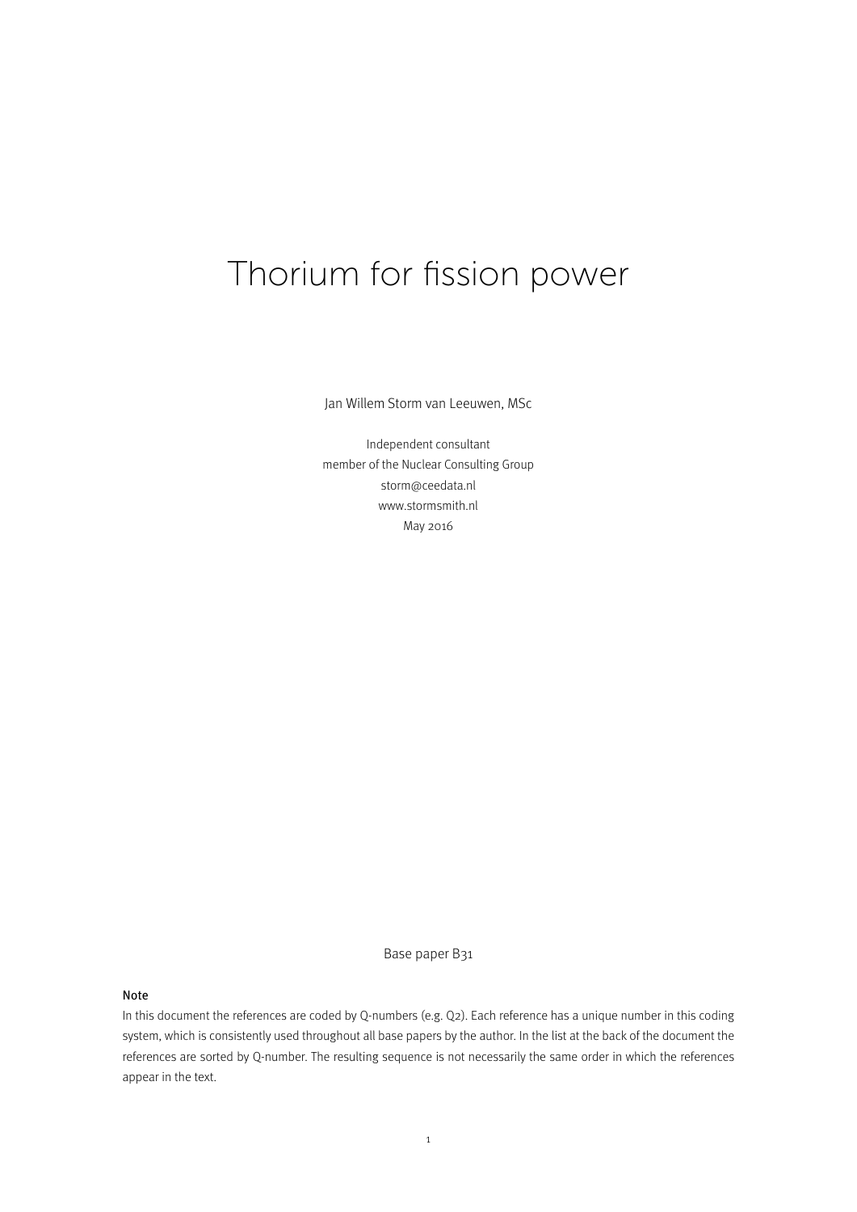# Thorium for fission power

Jan Willem Storm van Leeuwen, MSc

Independent consultant
member of the Nuclear Consulting Group
storm@ceedata.nl
www.stormsmith.nl
May 2016

Base paper B31

### Note

In this document the references are coded by Q-numbers (e.g. Q2). Each reference has a unique number in this coding system, which is consistently used throughout all base papers by the author. In the list at the back of the document the references are sorted by Q-number. The resulting sequence is not necessarily the same order in which the references appear in the text.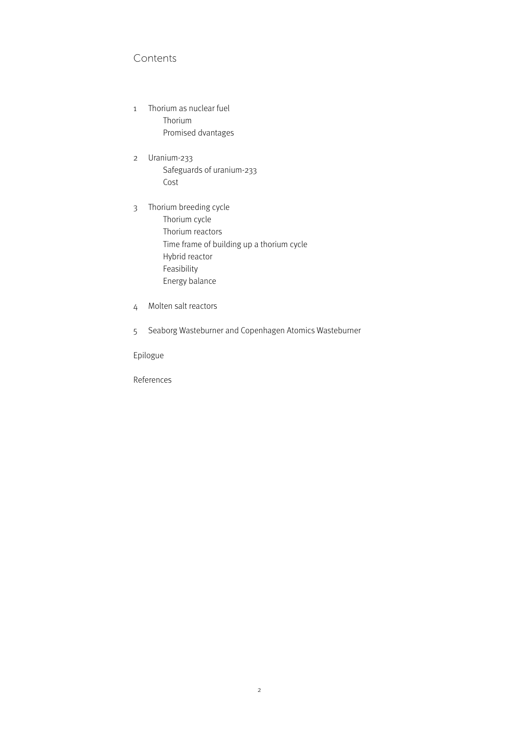# Contents

1 Thorium as nuclear fuel
   - Thorium
   - Promised dvantages

2 Uranium-233
   - Safeguards of uranium-233
   - Cost

3 Thorium breeding cycle
   - Thorium cycle
   - Thorium reactors
   - Time frame of building up a thorium cycle
   - Hybrid reactor
   - Feasibility
   - Energy balance

4 Molten salt reactors

5 Seaborg Wasteburner and Copenhagen Atomics Wasteburner

Epilogue

References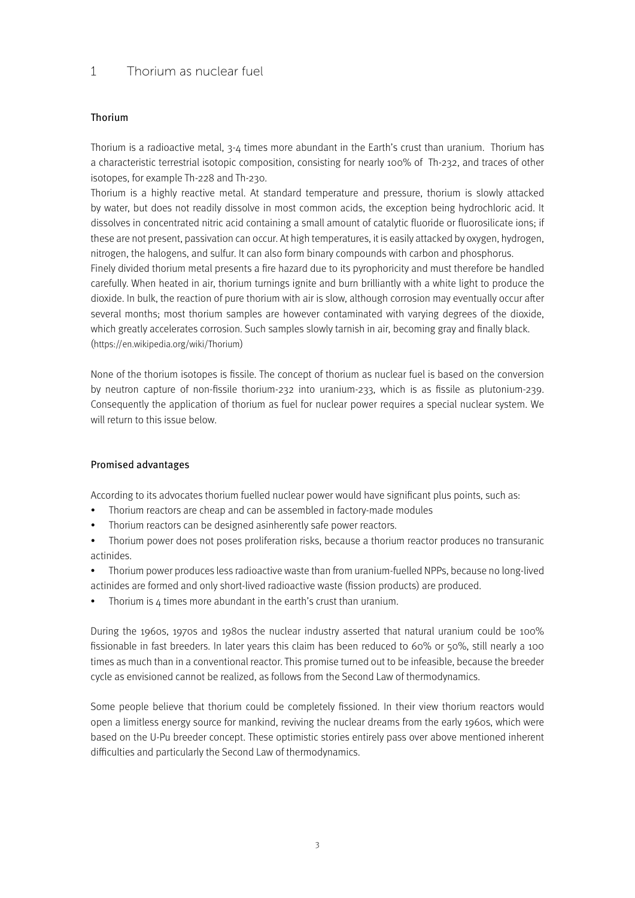# 1 Thorium as nuclear fuel

### Thorium

Thorium is a radioactive metal, 3-4 times more abundant in the Earth's crust than uranium. Thorium has a characteristic terrestrial isotopic composition, consisting for nearly 100% of Th-232, and traces of other isotopes, for example Th-228 and Th-230.

Thorium is a highly reactive metal. At standard temperature and pressure, thorium is slowly attacked by water, but does not readily dissolve in most common acids, the exception being hydrochloric acid. It dissolves in concentrated nitric acid containing a small amount of catalytic fluoride or fluorosilicate ions; if these are not present, passivation can occur. At high temperatures, it is easily attacked by oxygen, hydrogen, nitrogen, the halogens, and sulfur. It can also form binary compounds with carbon and phosphorus.

Finely divided thorium metal presents a fire hazard due to its pyrophoricity and must therefore be handled carefully. When heated in air, thorium turnings ignite and burn brilliantly with a white light to produce the dioxide. In bulk, the reaction of pure thorium with air is slow, although corrosion may eventually occur after several months; most thorium samples are however contaminated with varying degrees of the dioxide, which greatly accelerates corrosion. Such samples slowly tarnish in air, becoming gray and finally black. (https://en.wikipedia.org/wiki/Thorium)

None of the thorium isotopes is fissile. The concept of thorium as nuclear fuel is based on the conversion by neutron capture of non-fissile thorium-232 into uranium-233, which is as fissile as plutonium-239. Consequently the application of thorium as fuel for nuclear power requires a special nuclear system. We will return to this issue below.

### Promised advantages

According to its advocates thorium fuelled nuclear power would have significant plus points, such as:

- Thorium reactors are cheap and can be assembled in factory-made modules
- Thorium reactors can be designed asinherently safe power reactors.
- Thorium power does not poses proliferation risks, because a thorium reactor produces no transuranic actinides.
- Thorium power produces less radioactive waste than from uranium-fuelled NPPs, because no long-lived actinides are formed and only short-lived radioactive waste (fission products) are produced.
- Thorium is 4 times more abundant in the earth's crust than uranium.

During the 1960s, 1970s and 1980s the nuclear industry asserted that natural uranium could be 100% fissionable in fast breeders. In later years this claim has been reduced to 60% or 50%, still nearly a 100 times as much than in a conventional reactor. This promise turned out to be infeasible, because the breeder cycle as envisioned cannot be realized, as follows from the Second Law of thermodynamics.

Some people believe that thorium could be completely fissioned. In their view thorium reactors would open a limitless energy source for mankind, reviving the nuclear dreams from the early 1960s, which were based on the U-Pu breeder concept. These optimistic stories entirely pass over above mentioned inherent difficulties and particularly the Second Law of thermodynamics.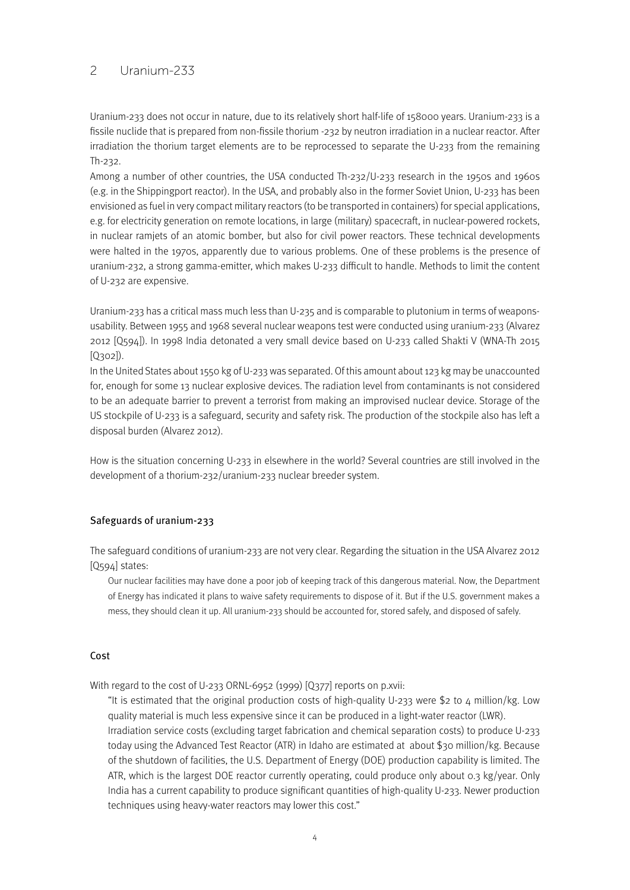## 2 Uranium-233

Uranium-233 does not occur in nature, due to its relatively short half-life of 158000 years. Uranium-233 is a fissile nuclide that is prepared from non-fissile thorium -232 by neutron irradiation in a nuclear reactor. After irradiation the thorium target elements are to be reprocessed to separate the U-233 from the remaining Th-232.

Among a number of other countries, the USA conducted Th-232/U-233 research in the 1950s and 1960s (e.g. in the Shippingport reactor). In the USA, and probably also in the former Soviet Union, U-233 has been envisioned as fuel in very compact military reactors (to be transported in containers) for special applications, e.g. for electricity generation on remote locations, in large (military) spacecraft, in nuclear-powered rockets, in nuclear ramjets of an atomic bomber, but also for civil power reactors. These technical developments were halted in the 1970s, apparently due to various problems. One of these problems is the presence of uranium-232, a strong gamma-emitter, which makes U-233 difficult to handle. Methods to limit the content of U-232 are expensive.

Uranium-233 has a critical mass much less than U-235 and is comparable to plutonium in terms of weapons-usability. Between 1955 and 1968 several nuclear weapons test were conducted using uranium-233 (Alvarez 2012 [Q594]). In 1998 India detonated a very small device based on U-233 called Shakti V (WNA-Th 2015 [Q302]).

In the United States about 1550 kg of U-233 was separated. Of this amount about 123 kg may be unaccounted for, enough for some 13 nuclear explosive devices. The radiation level from contaminants is not considered to be an adequate barrier to prevent a terrorist from making an improvised nuclear device. Storage of the US stockpile of U-233 is a safeguard, security and safety risk. The production of the stockpile also has left a disposal burden (Alvarez 2012).

How is the situation concerning U-233 in elsewhere in the world? Several countries are still involved in the development of a thorium-232/uranium-233 nuclear breeder system.

### Safeguards of uranium-233

The safeguard conditions of uranium-233 are not very clear. Regarding the situation in the USA Alvarez 2012 [Q594] states:

> Our nuclear facilities may have done a poor job of keeping track of this dangerous material. Now, the Department of Energy has indicated it plans to waive safety requirements to dispose of it. But if the U.S. government makes a mess, they should clean it up. All uranium-233 should be accounted for, stored safely, and disposed of safely.

### Cost

With regard to the cost of U-233 ORNL-6952 (1999) [Q377] reports on p.xvii:

> "It is estimated that the original production costs of high-quality U-233 were $2 to 4 million/kg. Low quality material is much less expensive since it can be produced in a light-water reactor (LWR).
> Irradiation service costs (excluding target fabrication and chemical separation costs) to produce U-233 today using the Advanced Test Reactor (ATR) in Idaho are estimated at about $30 million/kg. Because of the shutdown of facilities, the U.S. Department of Energy (DOE) production capability is limited. The ATR, which is the largest DOE reactor currently operating, could produce only about 0.3 kg/year. Only India has a current capability to produce significant quantities of high-quality U-233. Newer production techniques using heavy-water reactors may lower this cost."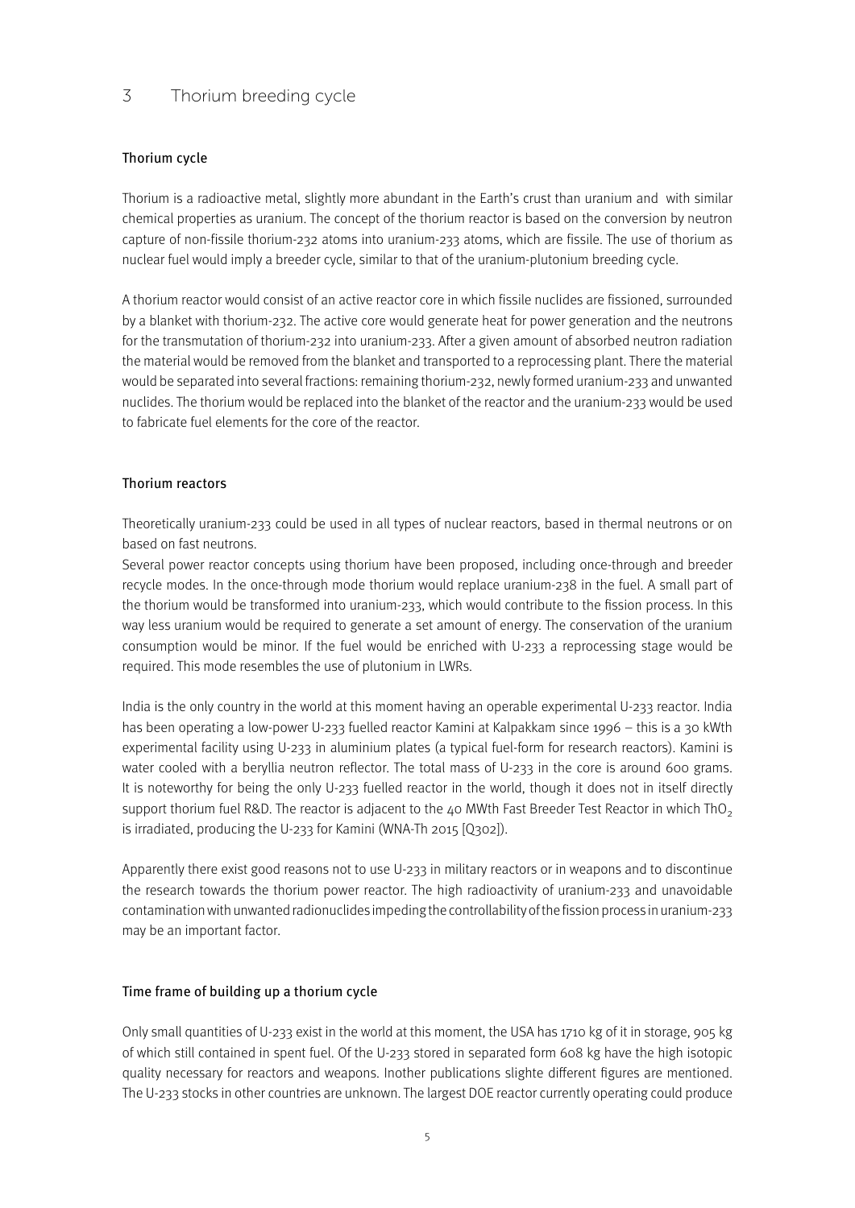# 3 Thorium breeding cycle

## Thorium cycle

Thorium is a radioactive metal, slightly more abundant in the Earth's crust than uranium and with similar chemical properties as uranium. The concept of the thorium reactor is based on the conversion by neutron capture of non-fissile thorium-232 atoms into uranium-233 atoms, which are fissile. The use of thorium as nuclear fuel would imply a breeder cycle, similar to that of the uranium-plutonium breeding cycle.

A thorium reactor would consist of an active reactor core in which fissile nuclides are fissioned, surrounded by a blanket with thorium-232. The active core would generate heat for power generation and the neutrons for the transmutation of thorium-232 into uranium-233. After a given amount of absorbed neutron radiation the material would be removed from the blanket and transported to a reprocessing plant. There the material would be separated into several fractions: remaining thorium-232, newly formed uranium-233 and unwanted nuclides. The thorium would be replaced into the blanket of the reactor and the uranium-233 would be used to fabricate fuel elements for the core of the reactor.

## Thorium reactors

Theoretically uranium-233 could be used in all types of nuclear reactors, based in thermal neutrons or on based on fast neutrons.
Several power reactor concepts using thorium have been proposed, including once-through and breeder recycle modes. In the once-through mode thorium would replace uranium-238 in the fuel. A small part of the thorium would be transformed into uranium-233, which would contribute to the fission process. In this way less uranium would be required to generate a set amount of energy. The conservation of the uranium consumption would be minor. If the fuel would be enriched with U-233 a reprocessing stage would be required. This mode resembles the use of plutonium in LWRs.

India is the only country in the world at this moment having an operable experimental U-233 reactor. India has been operating a low-power U-233 fuelled reactor Kamini at Kalpakkam since 1996 – this is a 30 kWth experimental facility using U-233 in aluminium plates (a typical fuel-form for research reactors). Kamini is water cooled with a beryllia neutron reflector. The total mass of U-233 in the core is around 600 grams. It is noteworthy for being the only U-233 fuelled reactor in the world, though it does not in itself directly support thorium fuel R&D. The reactor is adjacent to the 40 MWth Fast Breeder Test Reactor in which $ThO_2$ is irradiated, producing the U-233 for Kamini (WNA-Th 2015 [Q302]).

Apparently there exist good reasons not to use U-233 in military reactors or in weapons and to discontinue the research towards the thorium power reactor. The high radioactivity of uranium-233 and unavoidable contamination with unwanted radionuclides impeding the controllability of the fission process in uranium-233 may be an important factor.

## Time frame of building up a thorium cycle

Only small quantities of U-233 exist in the world at this moment, the USA has 1710 kg of it in storage, 905 kg of which still contained in spent fuel. Of the U-233 stored in separated form 608 kg have the high isotopic quality necessary for reactors and weapons. Inother publications slighte different figures are mentioned. The U-233 stocks in other countries are unknown. The largest DOE reactor currently operating could produce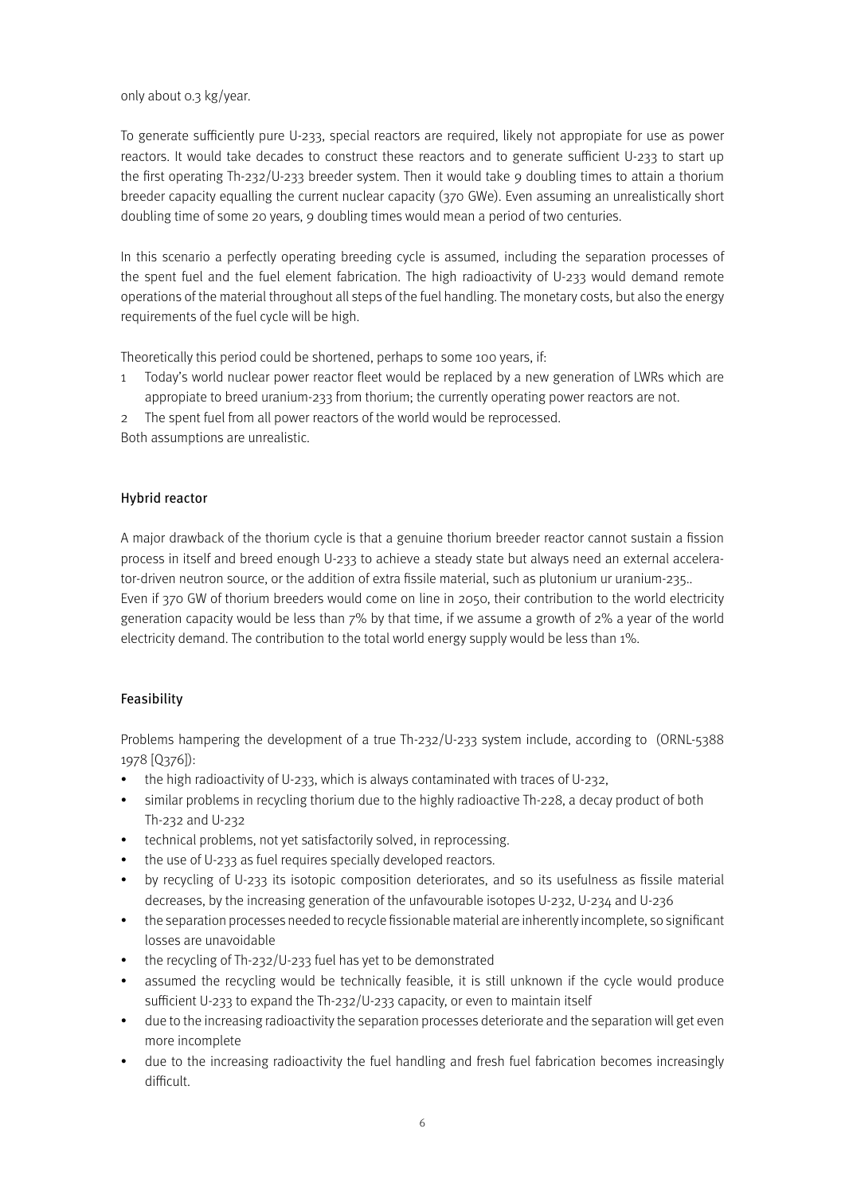only about 0.3 kg/year.

To generate sufficiently pure U-233, special reactors are required, likely not appropiate for use as power reactors. It would take decades to construct these reactors and to generate sufficient U-233 to start up the first operating Th-232/U-233 breeder system. Then it would take 9 doubling times to attain a thorium breeder capacity equalling the current nuclear capacity (370 GWe). Even assuming an unrealistically short doubling time of some 20 years, 9 doubling times would mean a period of two centuries.

In this scenario a perfectly operating breeding cycle is assumed, including the separation processes of the spent fuel and the fuel element fabrication. The high radioactivity of U-233 would demand remote operations of the material throughout all steps of the fuel handling. The monetary costs, but also the energy requirements of the fuel cycle will be high.

Theoretically this period could be shortened, perhaps to some 100 years, if:

1. Today's world nuclear power reactor fleet would be replaced by a new generation of LWRs which are appropiate to breed uranium-233 from thorium; the currently operating power reactors are not.
2. The spent fuel from all power reactors of the world would be reprocessed.

Both assumptions are unrealistic.

## Hybrid reactor

A major drawback of the thorium cycle is that a genuine thorium breeder reactor cannot sustain a fission process in itself and breed enough U-233 to achieve a steady state but always need an external accelerator-driven neutron source, or the addition of extra fissile material, such as plutonium ur uranium-235..
Even if 370 GW of thorium breeders would come on line in 2050, their contribution to the world electricity generation capacity would be less than 7% by that time, if we assume a growth of 2% a year of the world electricity demand. The contribution to the total world energy supply would be less than 1%.

## Feasibility

Problems hampering the development of a true Th-232/U-233 system include, according to (ORNL-5388 1978 [Q376]):

- the high radioactivity of U-233, which is always contaminated with traces of U-232,
- similar problems in recycling thorium due to the highly radioactive Th-228, a decay product of both Th-232 and U-232
- technical problems, not yet satisfactorily solved, in reprocessing.
- the use of U-233 as fuel requires specially developed reactors.
- by recycling of U-233 its isotopic composition deteriorates, and so its usefulness as fissile material decreases, by the increasing generation of the unfavourable isotopes U-232, U-234 and U-236
- the separation processes needed to recycle fissionable material are inherently incomplete, so significant losses are unavoidable
- the recycling of Th-232/U-233 fuel has yet to be demonstrated
- assumed the recycling would be technically feasible, it is still unknown if the cycle would produce sufficient U-233 to expand the Th-232/U-233 capacity, or even to maintain itself
- due to the increasing radioactivity the separation processes deteriorate and the separation will get even more incomplete
- due to the increasing radioactivity the fuel handling and fresh fuel fabrication becomes increasingly difficult.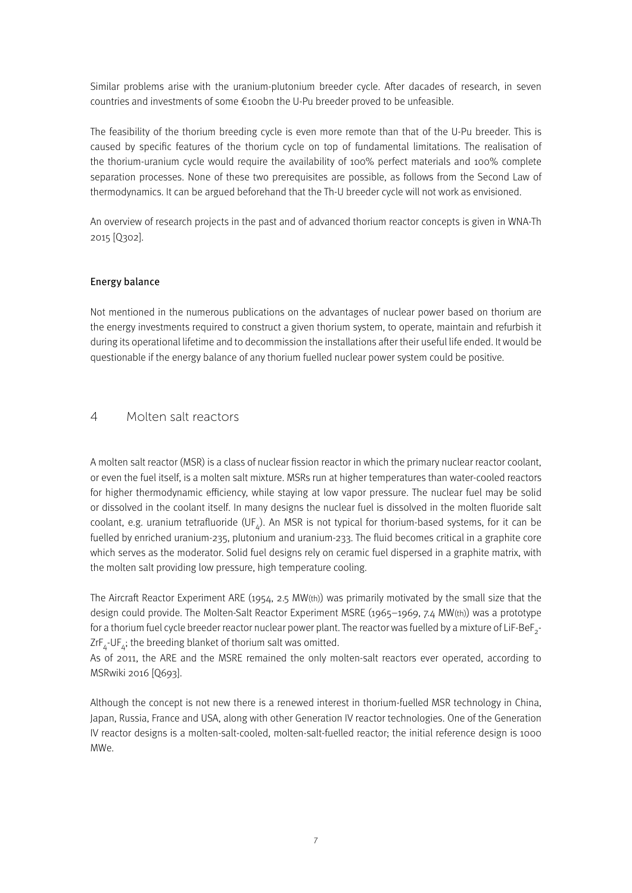Similar problems arise with the uranium-plutonium breeder cycle. After dacades of research, in seven countries and investments of some €100bn the U-Pu breeder proved to be unfeasible.

The feasibility of the thorium breeding cycle is even more remote than that of the U-Pu breeder. This is caused by specific features of the thorium cycle on top of fundamental limitations. The realisation of the thorium-uranium cycle would require the availability of 100% perfect materials and 100% complete separation processes. None of these two prerequisites are possible, as follows from the Second Law of thermodynamics. It can be argued beforehand that the Th-U breeder cycle will not work as envisioned.

An overview of research projects in the past and of advanced thorium reactor concepts is given in WNA-Th 2015 [Q302].

### Energy balance

Not mentioned in the numerous publications on the advantages of nuclear power based on thorium are the energy investments required to construct a given thorium system, to operate, maintain and refurbish it during its operational lifetime and to decommission the installations after their useful life ended. It would be questionable if the energy balance of any thorium fuelled nuclear power system could be positive.

## 4 Molten salt reactors

A molten salt reactor (MSR) is a class of nuclear fission reactor in which the primary nuclear reactor coolant, or even the fuel itself, is a molten salt mixture. MSRs run at higher temperatures than water-cooled reactors for higher thermodynamic efficiency, while staying at low vapor pressure. The nuclear fuel may be solid or dissolved in the coolant itself. In many designs the nuclear fuel is dissolved in the molten fluoride salt coolant, e.g. uranium tetrafluoride ($UF_4$). An MSR is not typical for thorium-based systems, for it can be fuelled by enriched uranium-235, plutonium and uranium-233. The fluid becomes critical in a graphite core which serves as the moderator. Solid fuel designs rely on ceramic fuel dispersed in a graphite matrix, with the molten salt providing low pressure, high temperature cooling.

The Aircraft Reactor Experiment ARE (1954, 2.5 MW(th)) was primarily motivated by the small size that the design could provide. The Molten-Salt Reactor Experiment MSRE (1965–1969, 7.4 MW(th)) was a prototype for a thorium fuel cycle breeder reactor nuclear power plant. The reactor was fuelled by a mixture of LiF-$BeF_2$-$ZrF_4$-$UF_4$; the breeding blanket of thorium salt was omitted.
As of 2011, the ARE and the MSRE remained the only molten-salt reactors ever operated, according to MSRwiki 2016 [Q693].

Although the concept is not new there is a renewed interest in thorium-fuelled MSR technology in China, Japan, Russia, France and USA, along with other Generation IV reactor technologies. One of the Generation IV reactor designs is a molten-salt-cooled, molten-salt-fuelled reactor; the initial reference design is 1000 MWe.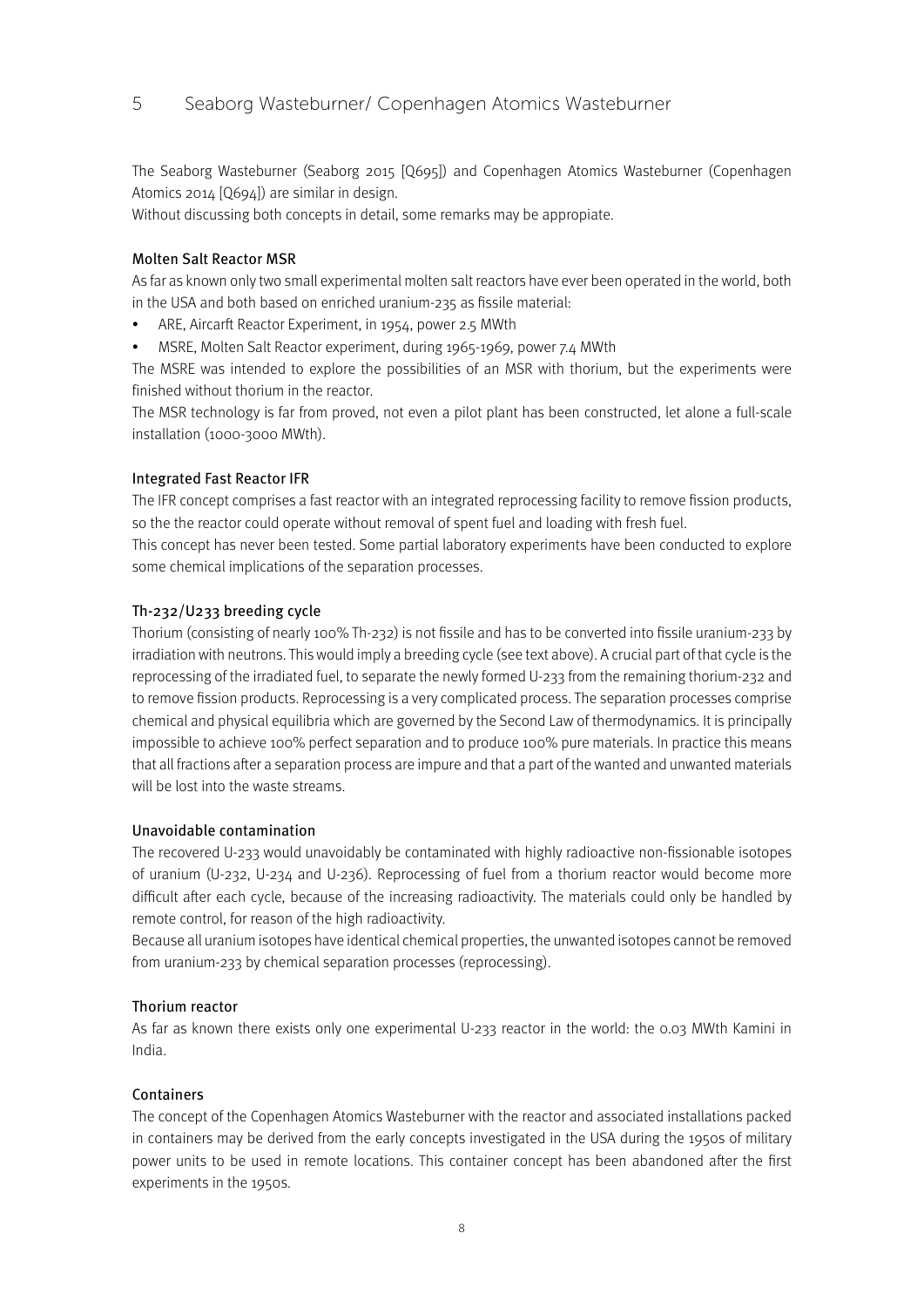## 5 Seaborg Wasteburner/ Copenhagen Atomics Wasteburner

The Seaborg Wasteburner (Seaborg 2015 [Q695]) and Copenhagen Atomics Wasteburner (Copenhagen Atomics 2014 [Q694]) are similar in design.
Without discussing both concepts in detail, some remarks may be appropiate.

### Molten Salt Reactor MSR

As far as known only two small experimental molten salt reactors have ever been operated in the world, both in the USA and both based on enriched uranium-235 as fissile material:

- ARE, Aircarft Reactor Experiment, in 1954, power 2.5 MWth
- MSRE, Molten Salt Reactor experiment, during 1965-1969, power 7.4 MWth

The MSRE was intended to explore the possibilities of an MSR with thorium, but the experiments were finished without thorium in the reactor.
The MSR technology is far from proved, not even a pilot plant has been constructed, let alone a full-scale installation (1000-3000 MWth).

### Integrated Fast Reactor IFR

The IFR concept comprises a fast reactor with an integrated reprocessing facility to remove fission products, so the the reactor could operate without removal of spent fuel and loading with fresh fuel.
This concept has never been tested. Some partial laboratory experiments have been conducted to explore some chemical implications of the separation processes.

### Th-232/U233 breeding cycle

Thorium (consisting of nearly 100% Th-232) is not fissile and has to be converted into fissile uranium-233 by irradiation with neutrons. This would imply a breeding cycle (see text above). A crucial part of that cycle is the reprocessing of the irradiated fuel, to separate the newly formed U-233 from the remaining thorium-232 and to remove fission products. Reprocessing is a very complicated process. The separation processes comprise chemical and physical equilibria which are governed by the Second Law of thermodynamics. It is principally impossible to achieve 100% perfect separation and to produce 100% pure materials. In practice this means that all fractions after a separation process are impure and that a part of the wanted and unwanted materials will be lost into the waste streams.

### Unavoidable contamination

The recovered U-233 would unavoidably be contaminated with highly radioactive non-fissionable isotopes of uranium (U-232, U-234 and U-236). Reprocessing of fuel from a thorium reactor would become more difficult after each cycle, because of the increasing radioactivity. The materials could only be handled by remote control, for reason of the high radioactivity.
Because all uranium isotopes have identical chemical properties, the unwanted isotopes cannot be removed from uranium-233 by chemical separation processes (reprocessing).

### Thorium reactor

As far as known there exists only one experimental U-233 reactor in the world: the 0.03 MWth Kamini in India.

### Containers

The concept of the Copenhagen Atomics Wasteburner with the reactor and associated installations packed in containers may be derived from the early concepts investigated in the USA during the 1950s of military power units to be used in remote locations. This container concept has been abandoned after the first experiments in the 1950s.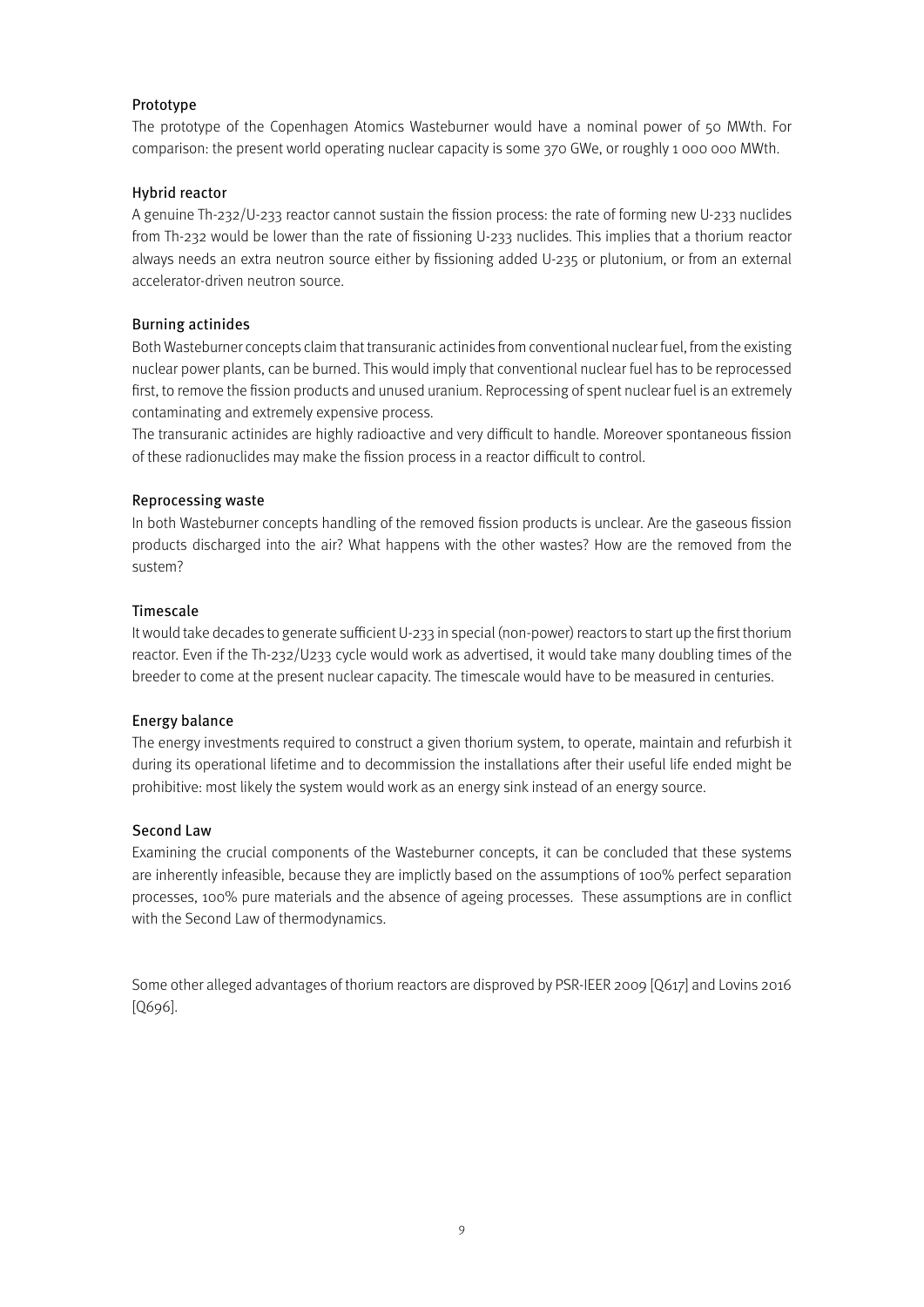### Prototype

The prototype of the Copenhagen Atomics Wasteburner would have a nominal power of 50 MWth. For comparison: the present world operating nuclear capacity is some 370 GWe, or roughly 1 000 000 MWth.

### Hybrid reactor

A genuine Th-232/U-233 reactor cannot sustain the fission process: the rate of forming new U-233 nuclides from Th-232 would be lower than the rate of fissioning U-233 nuclides. This implies that a thorium reactor always needs an extra neutron source either by fissioning added U-235 or plutonium, or from an external accelerator-driven neutron source.

### Burning actinides

Both Wasteburner concepts claim that transuranic actinides from conventional nuclear fuel, from the existing nuclear power plants, can be burned. This would imply that conventional nuclear fuel has to be reprocessed first, to remove the fission products and unused uranium. Reprocessing of spent nuclear fuel is an extremely contaminating and extremely expensive process.

The transuranic actinides are highly radioactive and very difficult to handle. Moreover spontaneous fission of these radionuclides may make the fission process in a reactor difficult to control.

### Reprocessing waste

In both Wasteburner concepts handling of the removed fission products is unclear. Are the gaseous fission products discharged into the air? What happens with the other wastes? How are the removed from the sustem?

### Timescale

It would take decades to generate sufficient U-233 in special (non-power) reactors to start up the first thorium reactor. Even if the Th-232/U233 cycle would work as advertised, it would take many doubling times of the breeder to come at the present nuclear capacity. The timescale would have to be measured in centuries.

### Energy balance

The energy investments required to construct a given thorium system, to operate, maintain and refurbish it during its operational lifetime and to decommission the installations after their useful life ended might be prohibitive: most likely the system would work as an energy sink instead of an energy source.

### Second Law

Examining the crucial components of the Wasteburner concepts, it can be concluded that these systems are inherently infeasible, because they are implictly based on the assumptions of 100% perfect separation processes, 100% pure materials and the absence of ageing processes. These assumptions are in conflict with the Second Law of thermodynamics.

Some other alleged advantages of thorium reactors are disproved by PSR-IEER 2009 [Q617] and Lovins 2016 [Q696].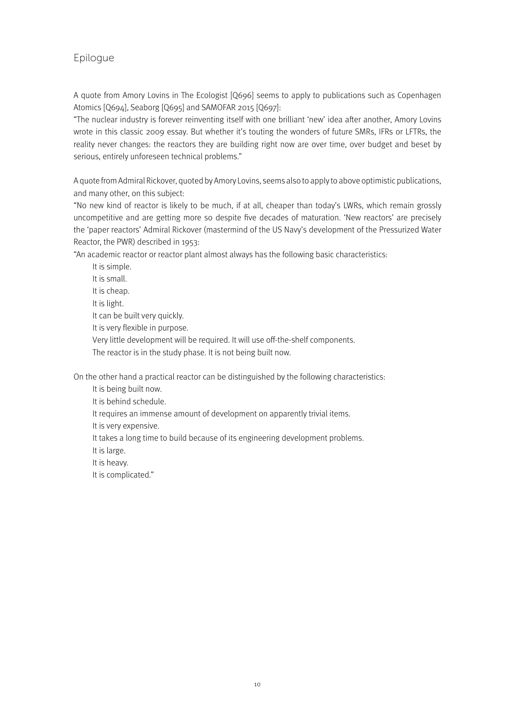## Epilogue

A quote from Amory Lovins in The Ecologist [Q696] seems to apply to publications such as Copenhagen Atomics [Q694], Seaborg [Q695] and SAMOFAR 2015 [Q697]:

"The nuclear industry is forever reinventing itself with one brilliant 'new' idea after another, Amory Lovins wrote in this classic 2009 essay. But whether it's touting the wonders of future SMRs, IFRs or LFTRs, the reality never changes: the reactors they are building right now are over time, over budget and beset by serious, entirely unforeseen technical problems."

A quote from Admiral Rickover, quoted by Amory Lovins, seems also to apply to above optimistic publications, and many other, on this subject:

"No new kind of reactor is likely to be much, if at all, cheaper than today's LWRs, which remain grossly uncompetitive and are getting more so despite five decades of maturation. 'New reactors' are precisely the 'paper reactors' Admiral Rickover (mastermind of the US Navy's development of the Pressurized Water Reactor, the PWR) described in 1953:

"An academic reactor or reactor plant almost always has the following basic characteristics:

- It is simple.
- It is small.
- It is cheap.
- It is light.
- It can be built very quickly.
- It is very flexible in purpose.
- Very little development will be required. It will use off-the-shelf components.
- The reactor is in the study phase. It is not being built now.

On the other hand a practical reactor can be distinguished by the following characteristics:

- It is being built now.
- It is behind schedule.
- It requires an immense amount of development on apparently trivial items.
- It is very expensive.
- It takes a long time to build because of its engineering development problems.
- It is large.
- It is heavy.
- It is complicated."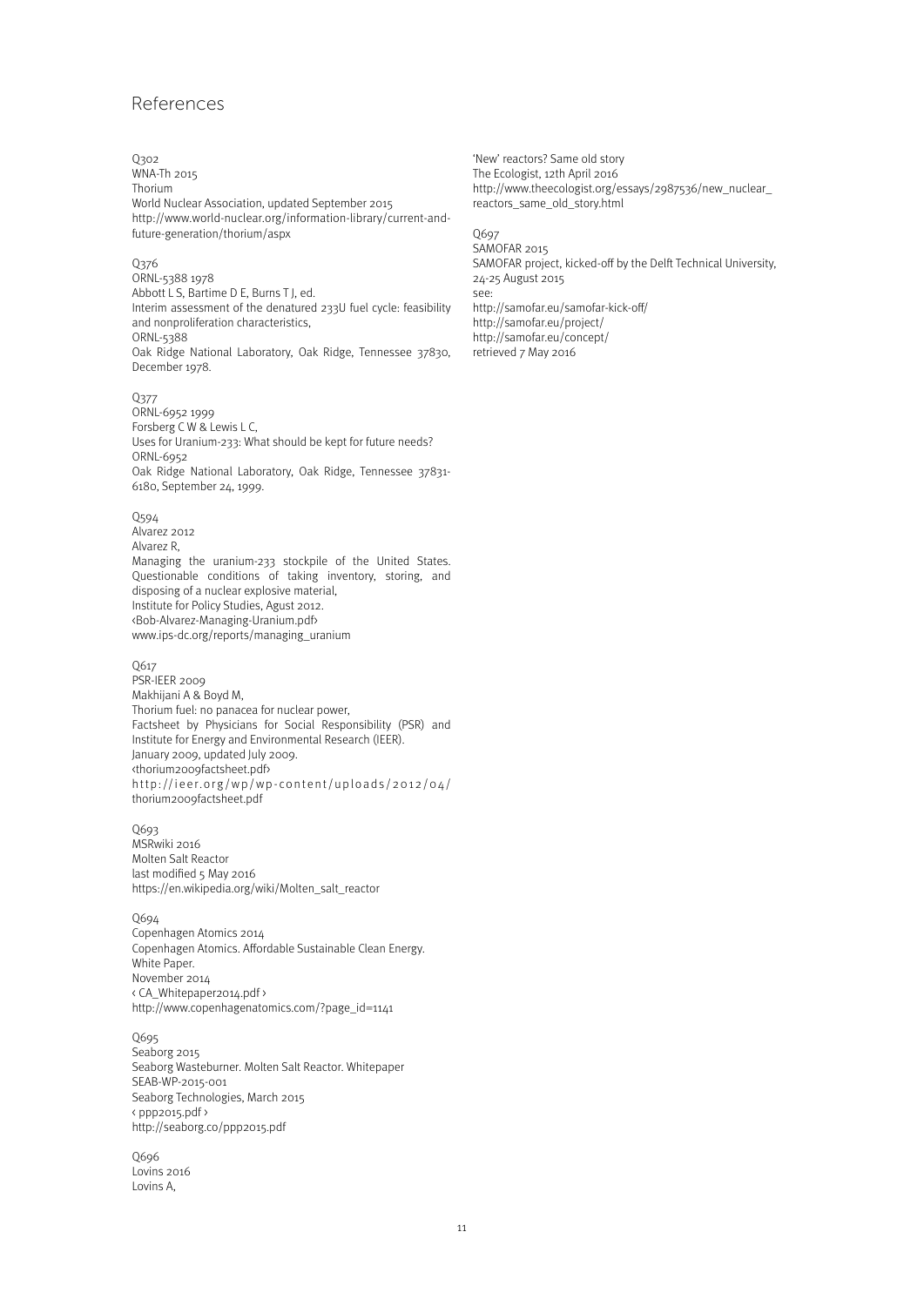# References

Q302
WNA-Th 2015
Thorium
World Nuclear Association, updated September 2015
http://www.world-nuclear.org/information-library/current-and-future-generation/thorium/aspx

Q376
ORNL-5388 1978
Abbott L S, Bartime D E, Burns T J, ed.
Interim assessment of the denatured 233U fuel cycle: feasibility and nonproliferation characteristics,
ORNL-5388
Oak Ridge National Laboratory, Oak Ridge, Tennessee 37830, December 1978.

Q377
ORNL-6952 1999
Forsberg C W & Lewis L C,
Uses for Uranium-233: What should be kept for future needs?
ORNL-6952
Oak Ridge National Laboratory, Oak Ridge, Tennessee 37831-6180, September 24, 1999.

Q594
Alvarez 2012
Alvarez R,
Managing the uranium-233 stockpile of the United States. Questionable conditions of taking inventory, storing, and disposing of a nuclear explosive material,
Institute for Policy Studies, Agust 2012.
‹Bob-Alvarez-Managing-Uranium.pdf›
www.ips-dc.org/reports/managing_uranium

Q617
PSR-IEER 2009
Makhijani A & Boyd M,
Thorium fuel: no panacea for nuclear power,
Factsheet by Physicians for Social Responsibility (PSR) and Institute for Energy and Environmental Research (IEER).
January 2009, updated July 2009.
‹thorium2009factsheet.pdf›
http://ieer.org/wp/wp-content/uploads/2012/04/thorium2009factsheet.pdf

Q693
MSRwiki 2016
Molten Salt Reactor
last modified 5 May 2016
https://en.wikipedia.org/wiki/Molten_salt_reactor

Q694
Copenhagen Atomics 2014
Copenhagen Atomics. Affordable Sustainable Clean Energy.
White Paper.
November 2014
‹ CA_Whitepaper2014.pdf ›
http://www.copenhagenatomics.com/?page_id=1141

Q695
Seaborg 2015
Seaborg Wasteburner. Molten Salt Reactor. Whitepaper
SEAB-WP-2015-001
Seaborg Technologies, March 2015
‹ ppp2015.pdf ›
http://seaborg.co/ppp2015.pdf

Q696
Lovins 2016
Lovins A,
'New' reactors? Same old story
The Ecologist, 12th April 2016
http://www.theecologist.org/essays/2987536/new_nuclear_reactors_same_old_story.html

Q697
SAMOFAR 2015
SAMOFAR project, kicked-off by the Delft Technical University, 24-25 August 2015
see:
http://samofar.eu/samofar-kick-off/
http://samofar.eu/project/
http://samofar.eu/concept/
retrieved 7 May 2016